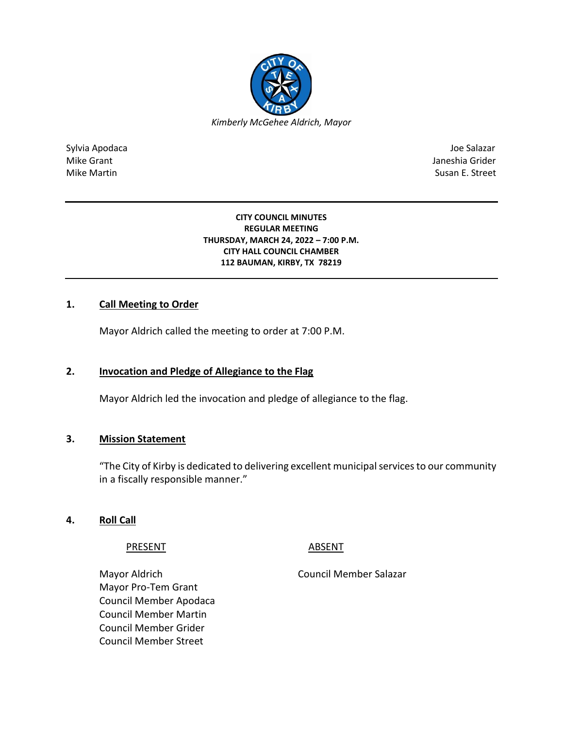*Kimberly McGehee Aldrich, Mayor*

Sylvia Apodaca
Mike Grant
Mike Martin

Joe Salazar
Janeshia Grider
Susan E. Street

---

**CITY COUNCIL MINUTES**
**REGULAR MEETING**
**THURSDAY, MARCH 24, 2022 – 7:00 P.M.**
**CITY HALL COUNCIL CHAMBER**
**112 BAUMAN, KIRBY, TX 78219**

---

## 1. Call Meeting to Order

Mayor Aldrich called the meeting to order at 7:00 P.M.

## 2. Invocation and Pledge of Allegiance to the Flag

Mayor Aldrich led the invocation and pledge of allegiance to the flag.

## 3. Mission Statement

"The City of Kirby is dedicated to delivering excellent municipal services to our community in a fiscally responsible manner."

## 4. Roll Call

| PRESENT | ABSENT |
|---|---|
| Mayor Aldrich | Council Member Salazar |
| Mayor Pro-Tem Grant | |
| Council Member Apodaca | |
| Council Member Martin | |
| Council Member Grider | |
| Council Member Street | |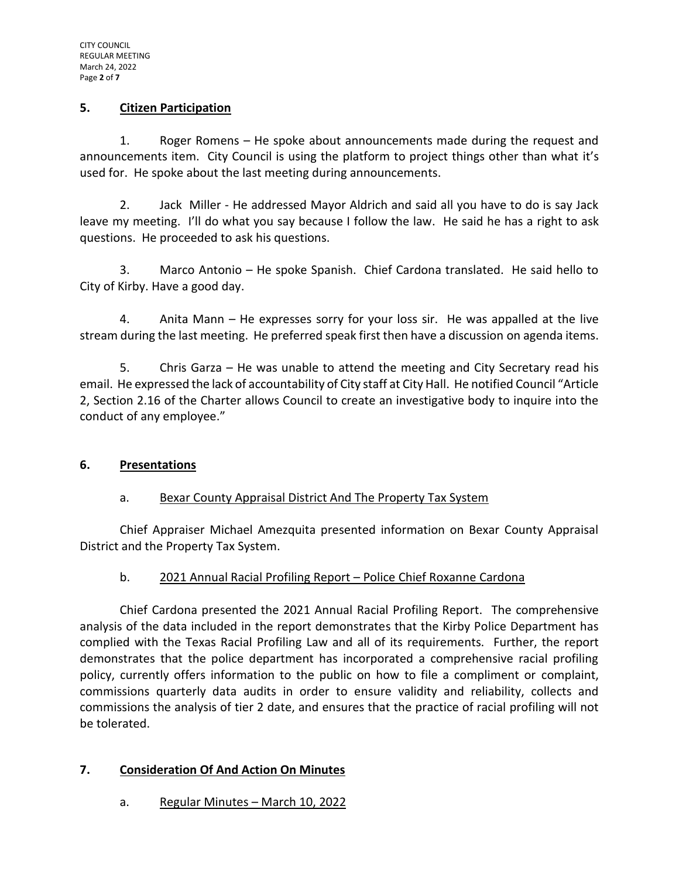## 5. Citizen Participation

1. Roger Romens – He spoke about announcements made during the request and announcements item. City Council is using the platform to project things other than what it's used for. He spoke about the last meeting during announcements.

2. Jack Miller - He addressed Mayor Aldrich and said all you have to do is say Jack leave my meeting. I'll do what you say because I follow the law. He said he has a right to ask questions. He proceeded to ask his questions.

3. Marco Antonio – He spoke Spanish. Chief Cardona translated. He said hello to City of Kirby. Have a good day.

4. Anita Mann – He expresses sorry for your loss sir. He was appalled at the live stream during the last meeting. He preferred speak first then have a discussion on agenda items.

5. Chris Garza – He was unable to attend the meeting and City Secretary read his email. He expressed the lack of accountability of City staff at City Hall. He notified Council "Article 2, Section 2.16 of the Charter allows Council to create an investigative body to inquire into the conduct of any employee."

## 6. Presentations

### a. Bexar County Appraisal District And The Property Tax System

Chief Appraiser Michael Amezquita presented information on Bexar County Appraisal District and the Property Tax System.

### b. 2021 Annual Racial Profiling Report – Police Chief Roxanne Cardona

Chief Cardona presented the 2021 Annual Racial Profiling Report. The comprehensive analysis of the data included in the report demonstrates that the Kirby Police Department has complied with the Texas Racial Profiling Law and all of its requirements. Further, the report demonstrates that the police department has incorporated a comprehensive racial profiling policy, currently offers information to the public on how to file a compliment or complaint, commissions quarterly data audits in order to ensure validity and reliability, collects and commissions the analysis of tier 2 date, and ensures that the practice of racial profiling will not be tolerated.

## 7. Consideration Of And Action On Minutes

### a. Regular Minutes – March 10, 2022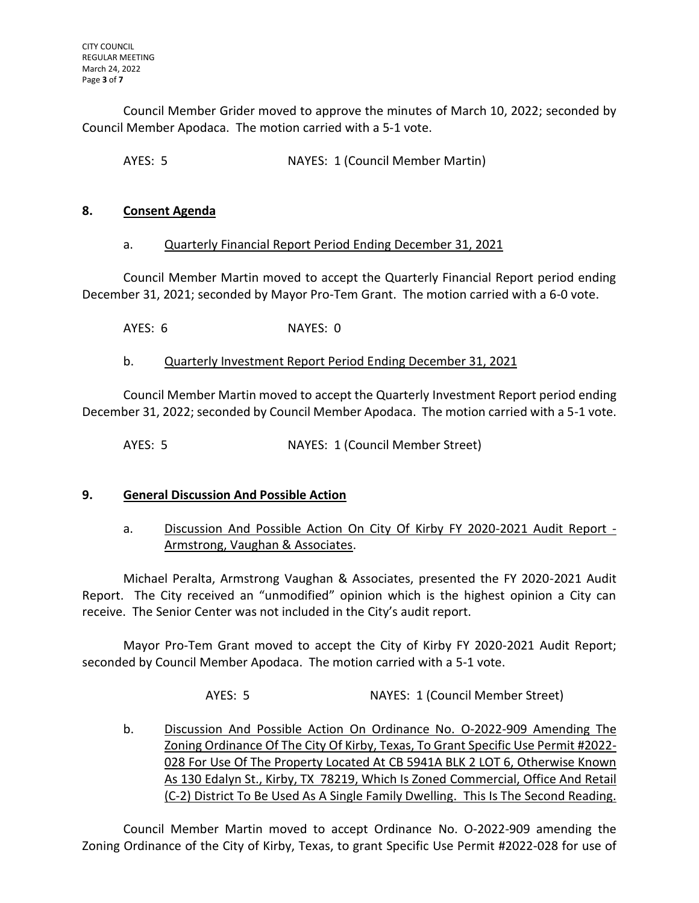Council Member Grider moved to approve the minutes of March 10, 2022; seconded by Council Member Apodaca. The motion carried with a 5-1 vote.

AYES: 5 NAYES: 1 (Council Member Martin)

## 8. Consent Agenda

a. Quarterly Financial Report Period Ending December 31, 2021

Council Member Martin moved to accept the Quarterly Financial Report period ending December 31, 2021; seconded by Mayor Pro-Tem Grant. The motion carried with a 6-0 vote.

AYES: 6 NAYES: 0

b. Quarterly Investment Report Period Ending December 31, 2021

Council Member Martin moved to accept the Quarterly Investment Report period ending December 31, 2022; seconded by Council Member Apodaca. The motion carried with a 5-1 vote.

AYES: 5 NAYES: 1 (Council Member Street)

## 9. General Discussion And Possible Action

a. Discussion And Possible Action On City Of Kirby FY 2020-2021 Audit Report - Armstrong, Vaughan & Associates.

Michael Peralta, Armstrong Vaughan & Associates, presented the FY 2020-2021 Audit Report. The City received an "unmodified" opinion which is the highest opinion a City can receive. The Senior Center was not included in the City's audit report.

Mayor Pro-Tem Grant moved to accept the City of Kirby FY 2020-2021 Audit Report; seconded by Council Member Apodaca. The motion carried with a 5-1 vote.

AYES: 5 NAYES: 1 (Council Member Street)

b. Discussion And Possible Action On Ordinance No. O-2022-909 Amending The Zoning Ordinance Of The City Of Kirby, Texas, To Grant Specific Use Permit #2022-028 For Use Of The Property Located At CB 5941A BLK 2 LOT 6, Otherwise Known As 130 Edalyn St., Kirby, TX 78219, Which Is Zoned Commercial, Office And Retail (C-2) District To Be Used As A Single Family Dwelling. This Is The Second Reading.

Council Member Martin moved to accept Ordinance No. O-2022-909 amending the Zoning Ordinance of the City of Kirby, Texas, to grant Specific Use Permit #2022-028 for use of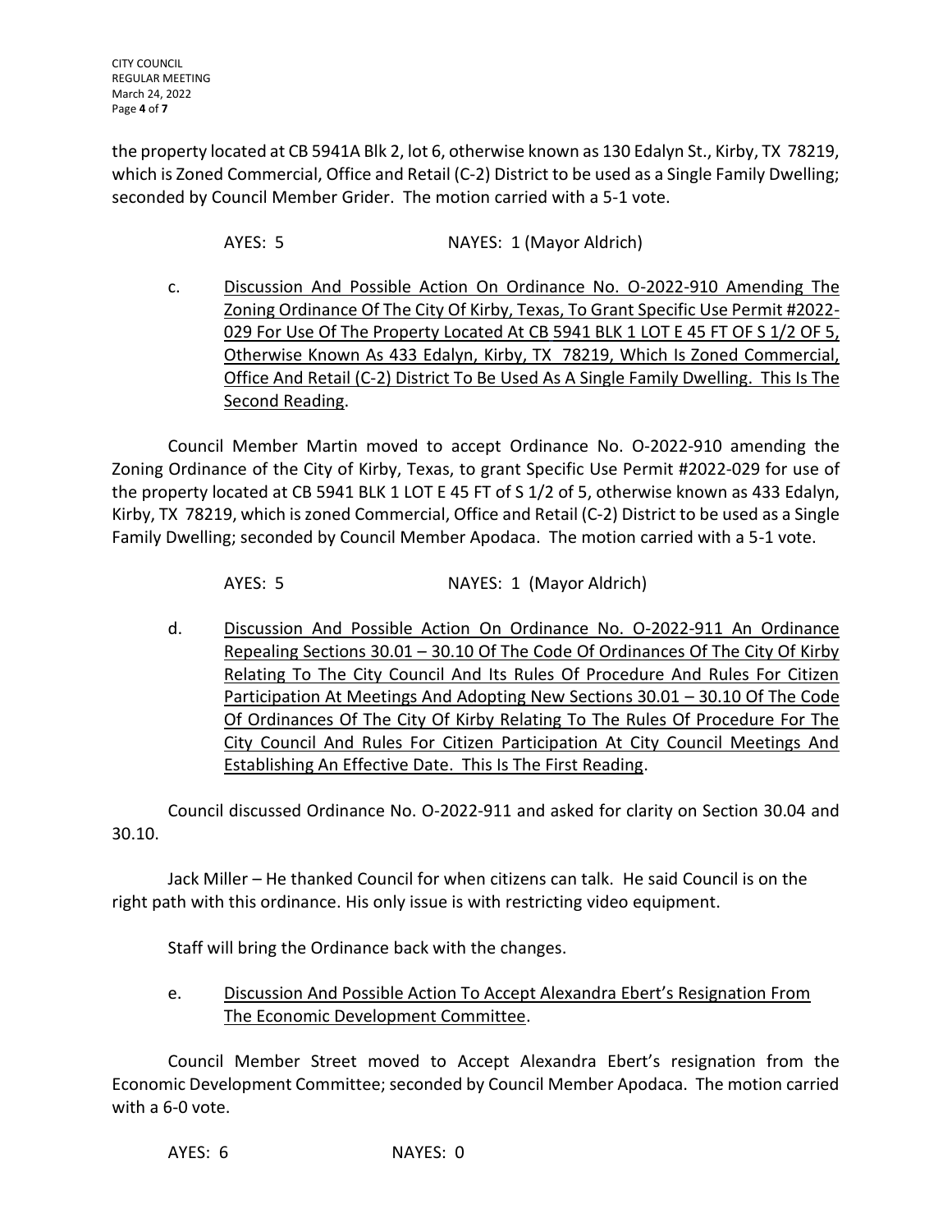the property located at CB 5941A Blk 2, lot 6, otherwise known as 130 Edalyn St., Kirby, TX 78219, which is Zoned Commercial, Office and Retail (C-2) District to be used as a Single Family Dwelling; seconded by Council Member Grider. The motion carried with a 5-1 vote.

AYES: 5 NAYES: 1 (Mayor Aldrich)

c. Discussion And Possible Action On Ordinance No. O-2022-910 Amending The Zoning Ordinance Of The City Of Kirby, Texas, To Grant Specific Use Permit #2022-029 For Use Of The Property Located At CB 5941 BLK 1 LOT E 45 FT OF S 1/2 OF 5, Otherwise Known As 433 Edalyn, Kirby, TX 78219, Which Is Zoned Commercial, Office And Retail (C-2) District To Be Used As A Single Family Dwelling. This Is The Second Reading.

Council Member Martin moved to accept Ordinance No. O-2022-910 amending the Zoning Ordinance of the City of Kirby, Texas, to grant Specific Use Permit #2022-029 for use of the property located at CB 5941 BLK 1 LOT E 45 FT of S 1/2 of 5, otherwise known as 433 Edalyn, Kirby, TX 78219, which is zoned Commercial, Office and Retail (C-2) District to be used as a Single Family Dwelling; seconded by Council Member Apodaca. The motion carried with a 5-1 vote.

AYES: 5 NAYES: 1 (Mayor Aldrich)

d. Discussion And Possible Action On Ordinance No. O-2022-911 An Ordinance Repealing Sections 30.01 – 30.10 Of The Code Of Ordinances Of The City Of Kirby Relating To The City Council And Its Rules Of Procedure And Rules For Citizen Participation At Meetings And Adopting New Sections 30.01 – 30.10 Of The Code Of Ordinances Of The City Of Kirby Relating To The Rules Of Procedure For The City Council And Rules For Citizen Participation At City Council Meetings And Establishing An Effective Date. This Is The First Reading.

Council discussed Ordinance No. O-2022-911 and asked for clarity on Section 30.04 and 30.10.

Jack Miller – He thanked Council for when citizens can talk. He said Council is on the right path with this ordinance. His only issue is with restricting video equipment.

Staff will bring the Ordinance back with the changes.

e. Discussion And Possible Action To Accept Alexandra Ebert's Resignation From The Economic Development Committee.

Council Member Street moved to Accept Alexandra Ebert's resignation from the Economic Development Committee; seconded by Council Member Apodaca. The motion carried with a 6-0 vote.

AYES: 6 NAYES: 0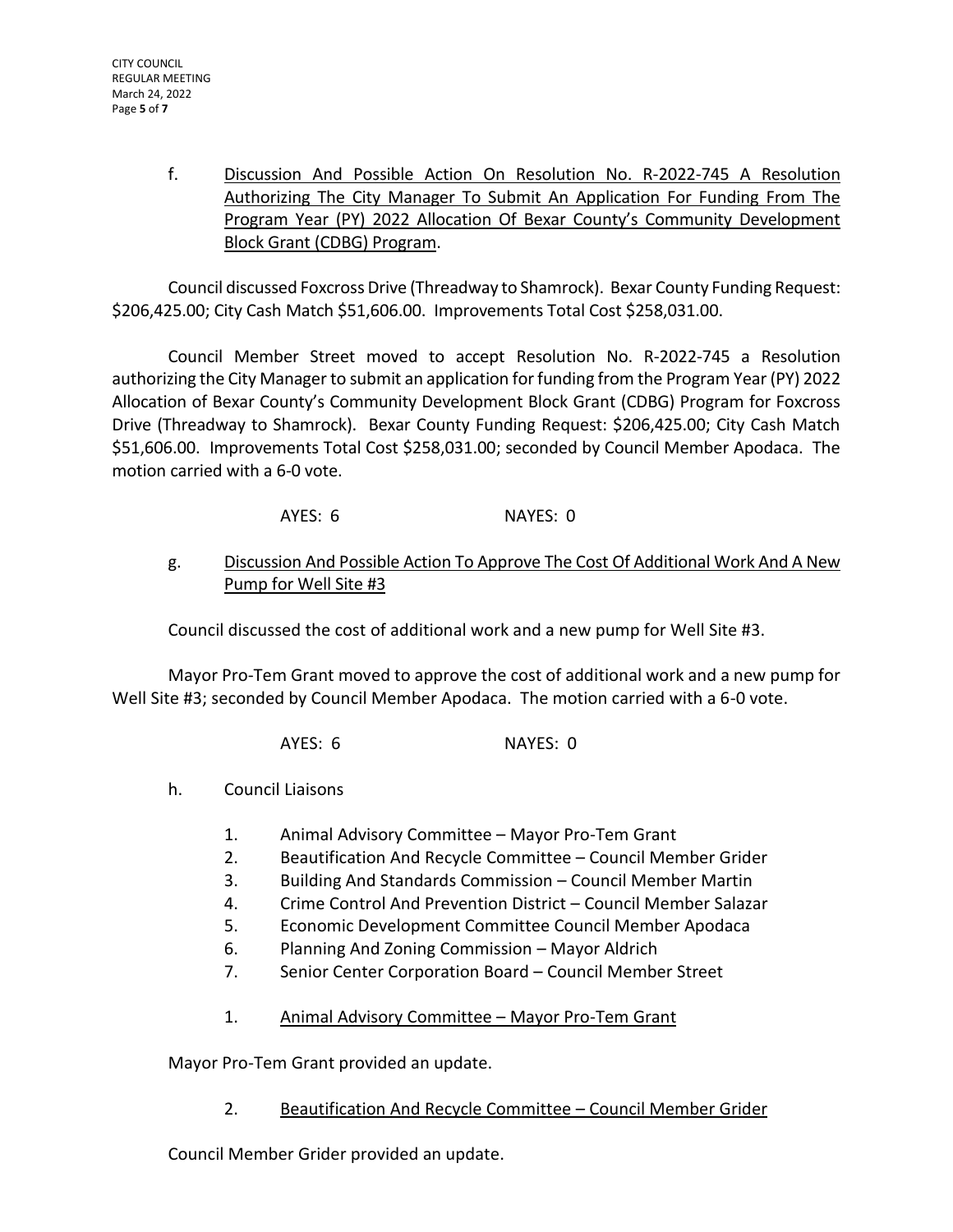f. <u>Discussion And Possible Action On Resolution No. R-2022-745 A Resolution Authorizing The City Manager To Submit An Application For Funding From The Program Year (PY) 2022 Allocation Of Bexar County's Community Development Block Grant (CDBG) Program</u>.

Council discussed Foxcross Drive (Threadway to Shamrock). Bexar County Funding Request: $206,425.00; City Cash Match $51,606.00. Improvements Total Cost $258,031.00.

Council Member Street moved to accept Resolution No. R-2022-745 a Resolution authorizing the City Manager to submit an application for funding from the Program Year (PY) 2022 Allocation of Bexar County's Community Development Block Grant (CDBG) Program for Foxcross Drive (Threadway to Shamrock). Bexar County Funding Request: $206,425.00; City Cash Match $51,606.00. Improvements Total Cost $258,031.00; seconded by Council Member Apodaca. The motion carried with a 6-0 vote.

AYES: 6 NAYES: 0

g. <u>Discussion And Possible Action To Approve The Cost Of Additional Work And A New Pump for Well Site #3</u>

Council discussed the cost of additional work and a new pump for Well Site #3.

Mayor Pro-Tem Grant moved to approve the cost of additional work and a new pump for Well Site #3; seconded by Council Member Apodaca. The motion carried with a 6-0 vote.

AYES: 6 NAYES: 0

h. Council Liaisons

1. Animal Advisory Committee – Mayor Pro-Tem Grant
2. Beautification And Recycle Committee – Council Member Grider
3. Building And Standards Commission – Council Member Martin
4. Crime Control And Prevention District – Council Member Salazar
5. Economic Development Committee Council Member Apodaca
6. Planning And Zoning Commission – Mayor Aldrich
7. Senior Center Corporation Board – Council Member Street

1. <u>Animal Advisory Committee – Mayor Pro-Tem Grant</u>

Mayor Pro-Tem Grant provided an update.

2. <u>Beautification And Recycle Committee – Council Member Grider</u>

Council Member Grider provided an update.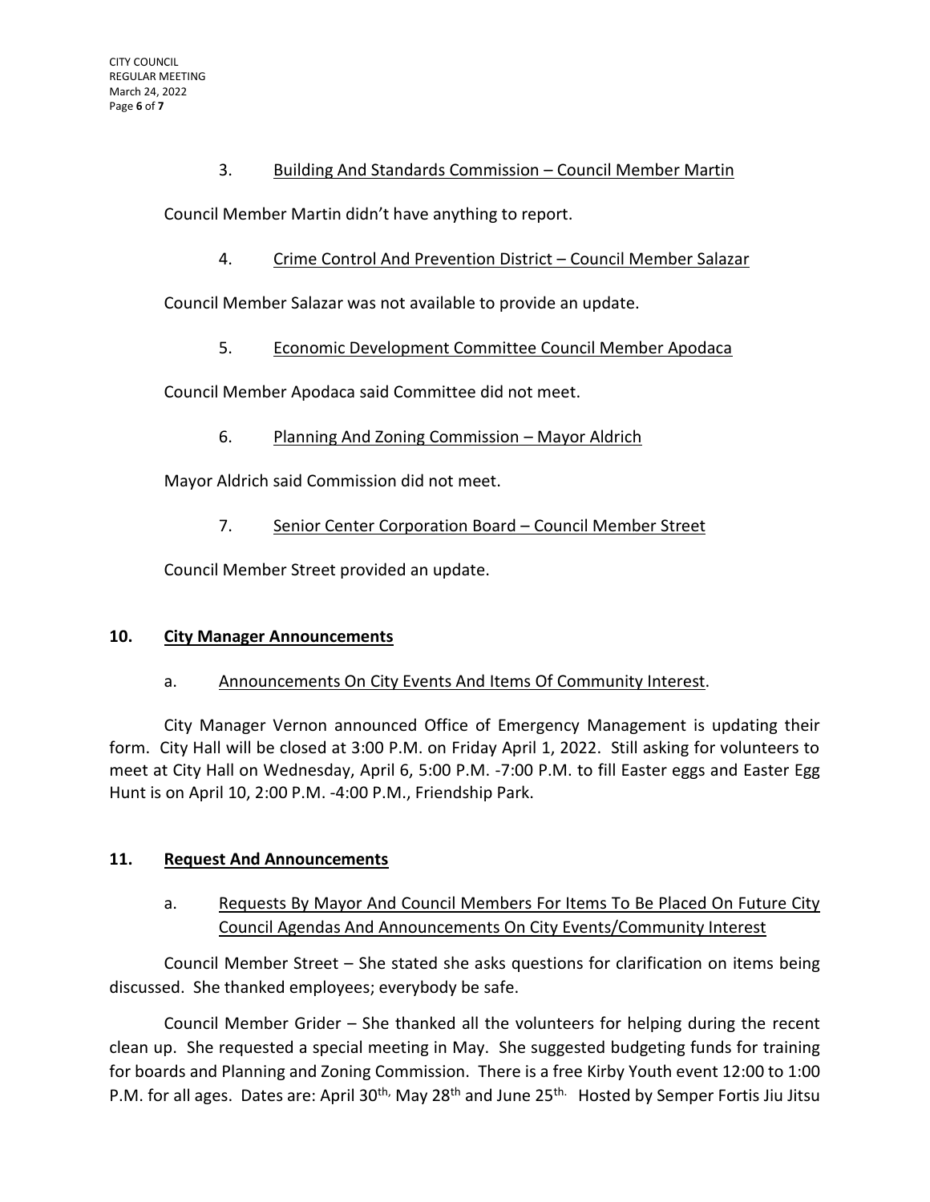3. Building And Standards Commission – Council Member Martin

Council Member Martin didn't have anything to report.

4. Crime Control And Prevention District – Council Member Salazar

Council Member Salazar was not available to provide an update.

5. Economic Development Committee Council Member Apodaca

Council Member Apodaca said Committee did not meet.

6. Planning And Zoning Commission – Mayor Aldrich

Mayor Aldrich said Commission did not meet.

7. Senior Center Corporation Board – Council Member Street

Council Member Street provided an update.

## 10. City Manager Announcements

a. Announcements On City Events And Items Of Community Interest.

City Manager Vernon announced Office of Emergency Management is updating their form. City Hall will be closed at 3:00 P.M. on Friday April 1, 2022. Still asking for volunteers to meet at City Hall on Wednesday, April 6, 5:00 P.M. -7:00 P.M. to fill Easter eggs and Easter Egg Hunt is on April 10, 2:00 P.M. -4:00 P.M., Friendship Park.

## 11. Request And Announcements

a. Requests By Mayor And Council Members For Items To Be Placed On Future City Council Agendas And Announcements On City Events/Community Interest

Council Member Street – She stated she asks questions for clarification on items being discussed. She thanked employees; everybody be safe.

Council Member Grider – She thanked all the volunteers for helping during the recent clean up. She requested a special meeting in May. She suggested budgeting funds for training for boards and Planning and Zoning Commission. There is a free Kirby Youth event 12:00 to 1:00 P.M. for all ages. Dates are: April 30th, May 28th and June 25th. Hosted by Semper Fortis Jiu Jitsu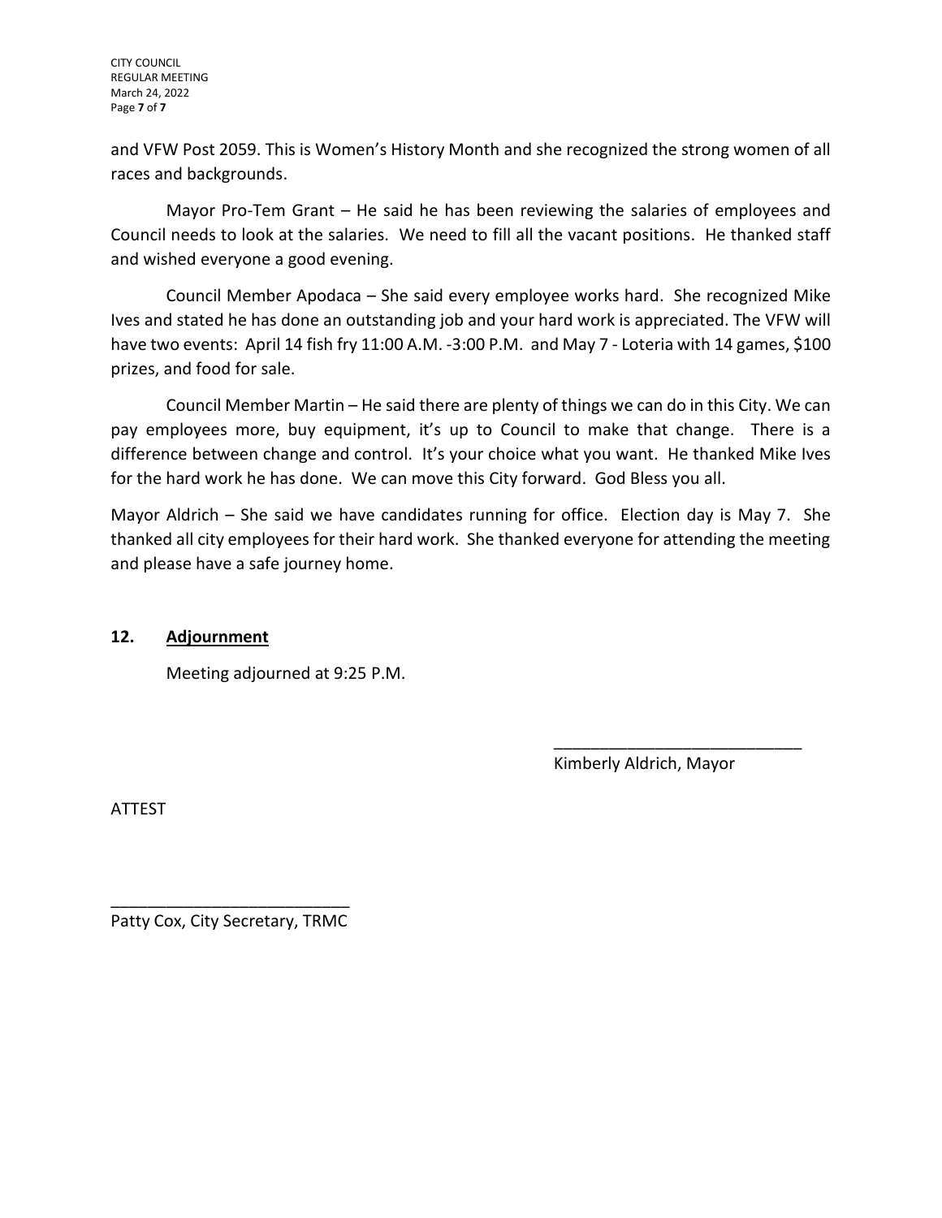and VFW Post 2059. This is Women's History Month and she recognized the strong women of all races and backgrounds.

Mayor Pro-Tem Grant – He said he has been reviewing the salaries of employees and Council needs to look at the salaries. We need to fill all the vacant positions. He thanked staff and wished everyone a good evening.

Council Member Apodaca – She said every employee works hard. She recognized Mike Ives and stated he has done an outstanding job and your hard work is appreciated. The VFW will have two events: April 14 fish fry 11:00 A.M. -3:00 P.M. and May 7 - Loteria with 14 games, $100 prizes, and food for sale.

Council Member Martin – He said there are plenty of things we can do in this City. We can pay employees more, buy equipment, it's up to Council to make that change. There is a difference between change and control. It's your choice what you want. He thanked Mike Ives for the hard work he has done. We can move this City forward. God Bless you all.

Mayor Aldrich – She said we have candidates running for office. Election day is May 7. She thanked all city employees for their hard work. She thanked everyone for attending the meeting and please have a safe journey home.

## 12. Adjournment

Meeting adjourned at 9:25 P.M.

___________________________
Kimberly Aldrich, Mayor

ATTEST

___________________________
Patty Cox, City Secretary, TRMC